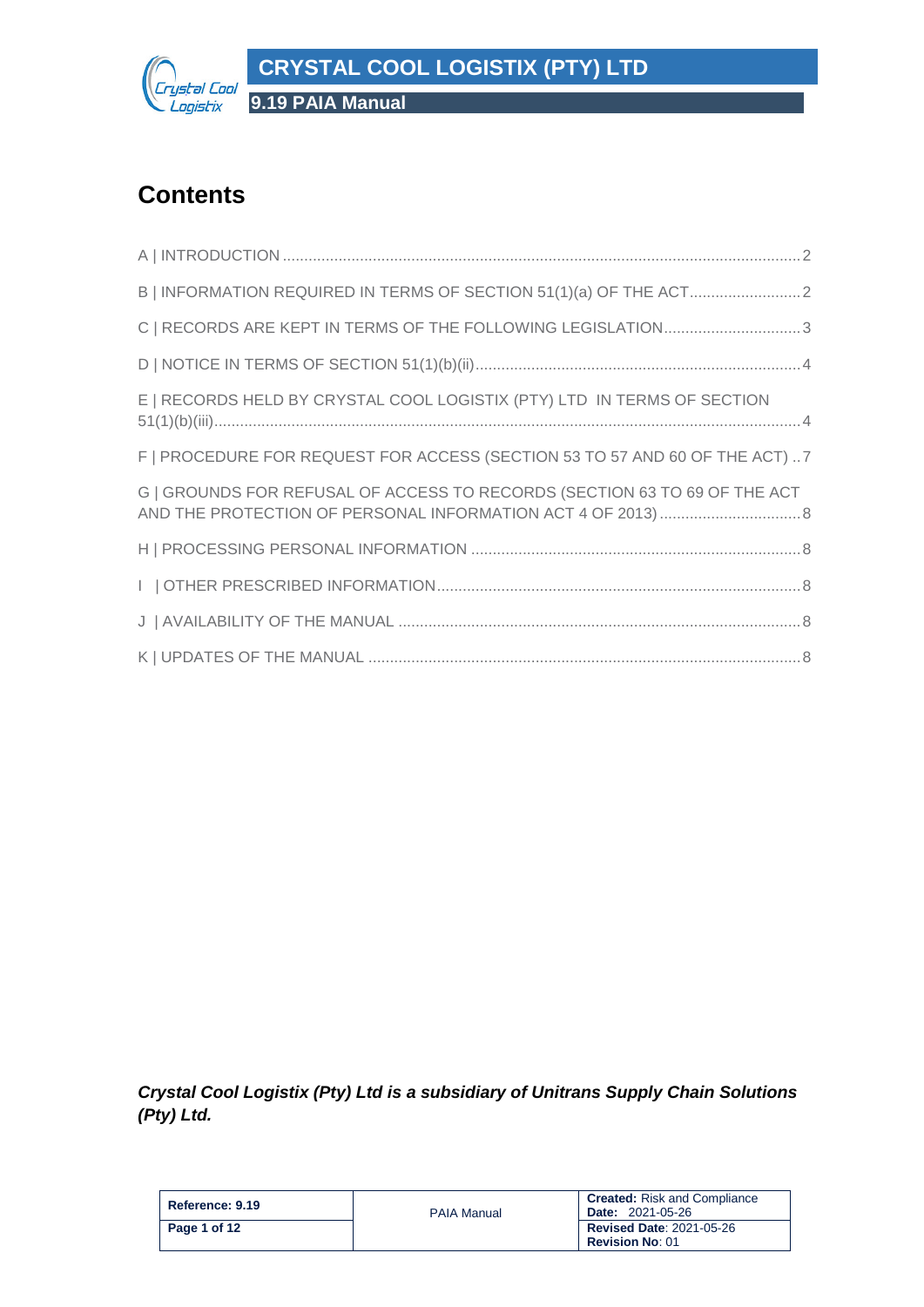# Contents

A | INTRODUCTION .......... 2

B | INFORMATION REQUIRED IN TERMS OF SECTION 51(1)(a) OF THE ACT .......... 2

C | RECORDS ARE KEPT IN TERMS OF THE FOLLOWING LEGISLATION .......... 3

D | NOTICE IN TERMS OF SECTION 51(1)(b)(ii) .......... 4

E | RECORDS HELD BY CRYSTAL COOL LOGISTIX (PTY) LTD IN TERMS OF SECTION 51(1)(b)(iii) .......... 4

F | PROCEDURE FOR REQUEST FOR ACCESS (SECTION 53 TO 57 AND 60 OF THE ACT) .......... 7

G | GROUNDS FOR REFUSAL OF ACCESS TO RECORDS (SECTION 63 TO 69 OF THE ACT AND THE PROTECTION OF PERSONAL INFORMATION ACT 4 OF 2013) .......... 8

H | PROCESSING PERSONAL INFORMATION .......... 8

I | OTHER PRESCRIBED INFORMATION .......... 8

J | AVAILABILITY OF THE MANUAL .......... 8

K | UPDATES OF THE MANUAL .......... 8

***Crystal Cool Logistix (Pty) Ltd is a subsidiary of Unitrans Supply Chain Solutions (Pty) Ltd.***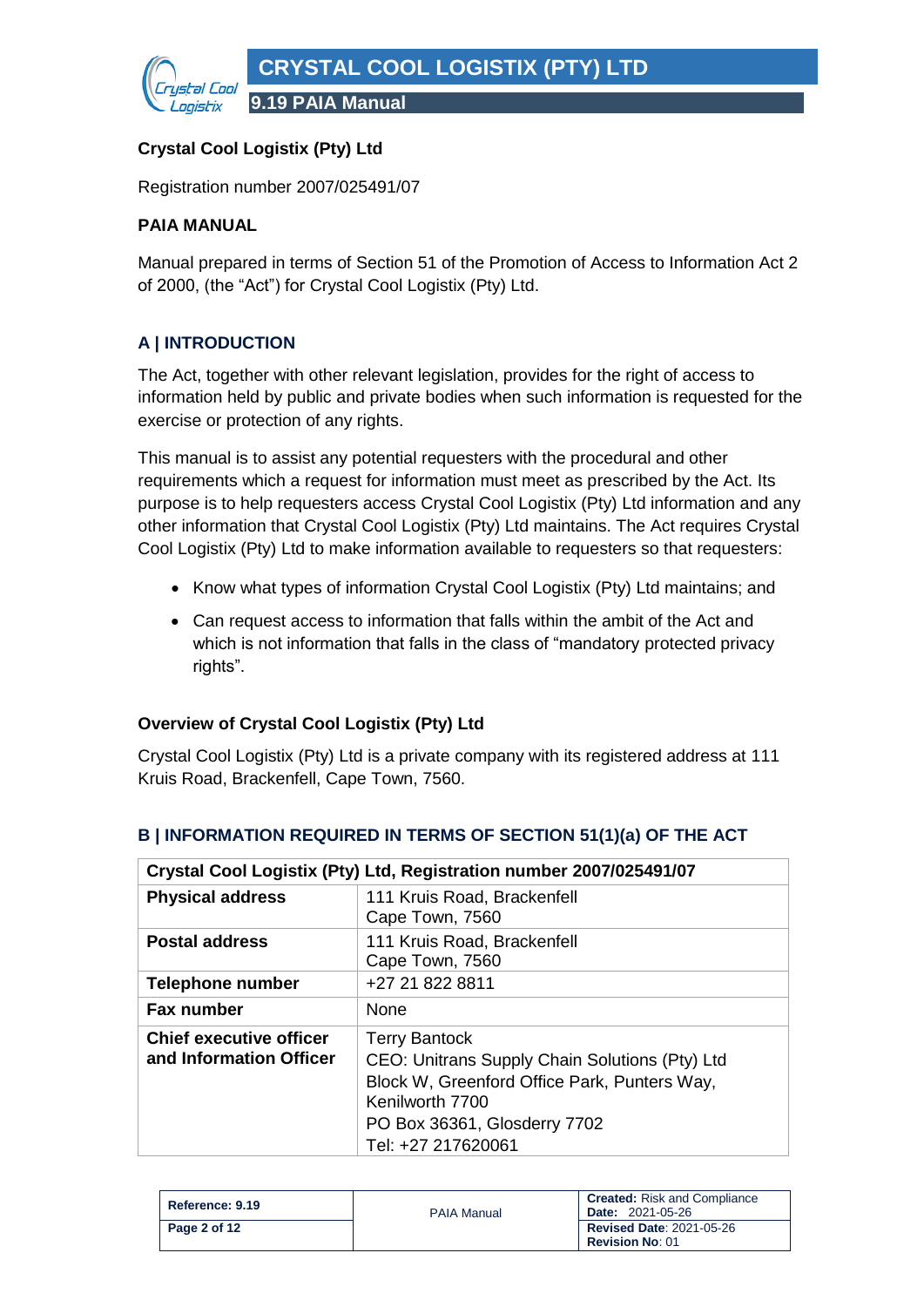**Crystal Cool Logistix (Pty) Ltd**

Registration number 2007/025491/07

**PAIA MANUAL**

Manual prepared in terms of Section 51 of the Promotion of Access to Information Act 2 of 2000, (the "Act") for Crystal Cool Logistix (Pty) Ltd.

## A | INTRODUCTION

The Act, together with other relevant legislation, provides for the right of access to information held by public and private bodies when such information is requested for the exercise or protection of any rights.

This manual is to assist any potential requesters with the procedural and other requirements which a request for information must meet as prescribed by the Act. Its purpose is to help requesters access Crystal Cool Logistix (Pty) Ltd information and any other information that Crystal Cool Logistix (Pty) Ltd maintains. The Act requires Crystal Cool Logistix (Pty) Ltd to make information available to requesters so that requesters:

- Know what types of information Crystal Cool Logistix (Pty) Ltd maintains; and
- Can request access to information that falls within the ambit of the Act and which is not information that falls in the class of "mandatory protected privacy rights".

### Overview of Crystal Cool Logistix (Pty) Ltd

Crystal Cool Logistix (Pty) Ltd is a private company with its registered address at 111 Kruis Road, Brackenfell, Cape Town, 7560.

## B | INFORMATION REQUIRED IN TERMS OF SECTION 51(1)(a) OF THE ACT

| Crystal Cool Logistix (Pty) Ltd, Registration number 2007/025491/07 | |
|---|---|
| **Physical address** | 111 Kruis Road, Brackenfell<br>Cape Town, 7560 |
| **Postal address** | 111 Kruis Road, Brackenfell<br>Cape Town, 7560 |
| **Telephone number** | +27 21 822 8811 |
| **Fax number** | None |
| **Chief executive officer and Information Officer** | Terry Bantock<br>CEO: Unitrans Supply Chain Solutions (Pty) Ltd<br>Block W, Greenford Office Park, Punters Way, Kenilworth 7700<br>PO Box 36361, Glosderry 7702<br>Tel: +27 217620061 |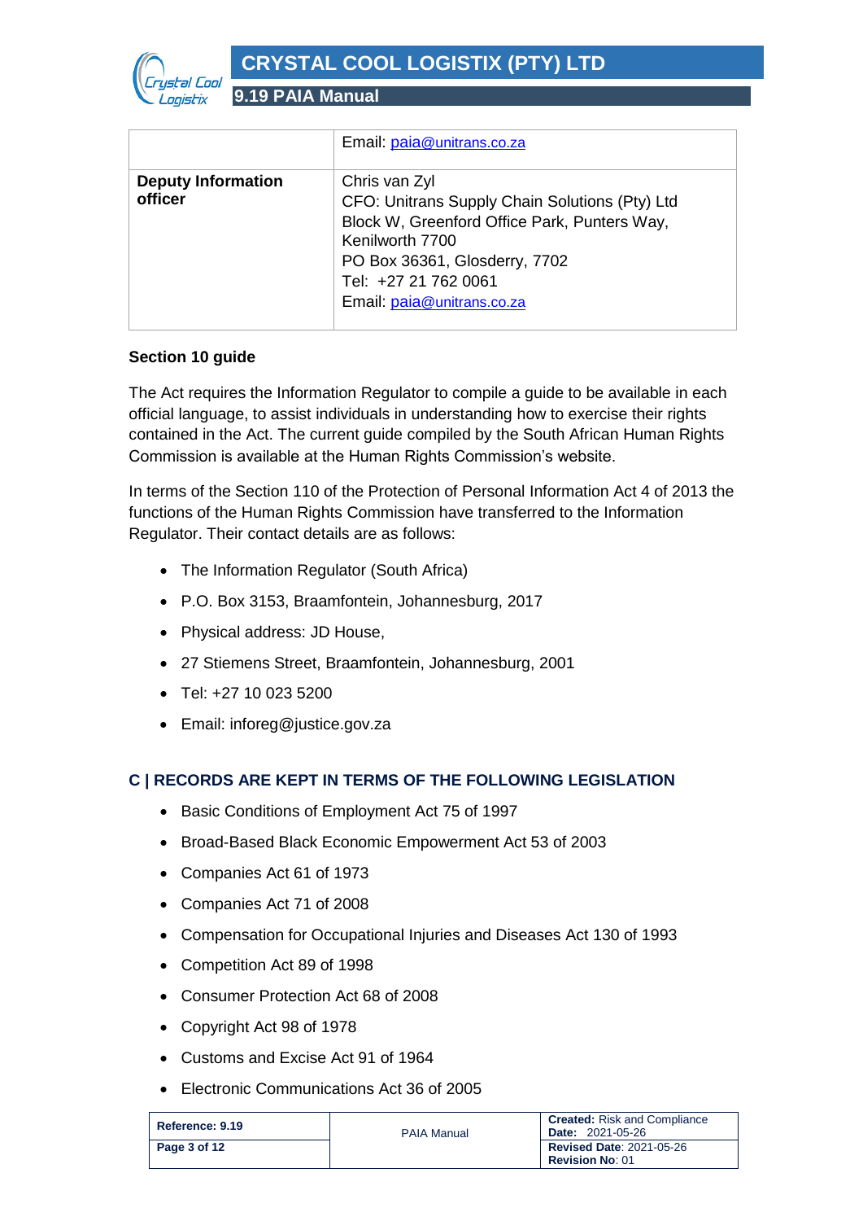| | |
|---|---|
| | Email: paia@unitrans.co.za |
| **Deputy Information officer** | Chris van Zyl<br>CFO: Unitrans Supply Chain Solutions (Pty) Ltd<br>Block W, Greenford Office Park, Punters Way, Kenilworth 7700<br>PO Box 36361, Glosderry, 7702<br>Tel: +27 21 762 0061<br>Email: paia@unitrans.co.za |

**Section 10 guide**

The Act requires the Information Regulator to compile a guide to be available in each official language, to assist individuals in understanding how to exercise their rights contained in the Act. The current guide compiled by the South African Human Rights Commission is available at the Human Rights Commission's website.

In terms of the Section 110 of the Protection of Personal Information Act 4 of 2013 the functions of the Human Rights Commission have transferred to the Information Regulator. Their contact details are as follows:

- The Information Regulator (South Africa)
- P.O. Box 3153, Braamfontein, Johannesburg, 2017
- Physical address: JD House,
- 27 Stiemens Street, Braamfontein, Johannesburg, 2001
- Tel: +27 10 023 5200
- Email: inforeg@justice.gov.za

## C | RECORDS ARE KEPT IN TERMS OF THE FOLLOWING LEGISLATION

- Basic Conditions of Employment Act 75 of 1997
- Broad-Based Black Economic Empowerment Act 53 of 2003
- Companies Act 61 of 1973
- Companies Act 71 of 2008
- Compensation for Occupational Injuries and Diseases Act 130 of 1993
- Competition Act 89 of 1998
- Consumer Protection Act 68 of 2008
- Copyright Act 98 of 1978
- Customs and Excise Act 91 of 1964
- Electronic Communications Act 36 of 2005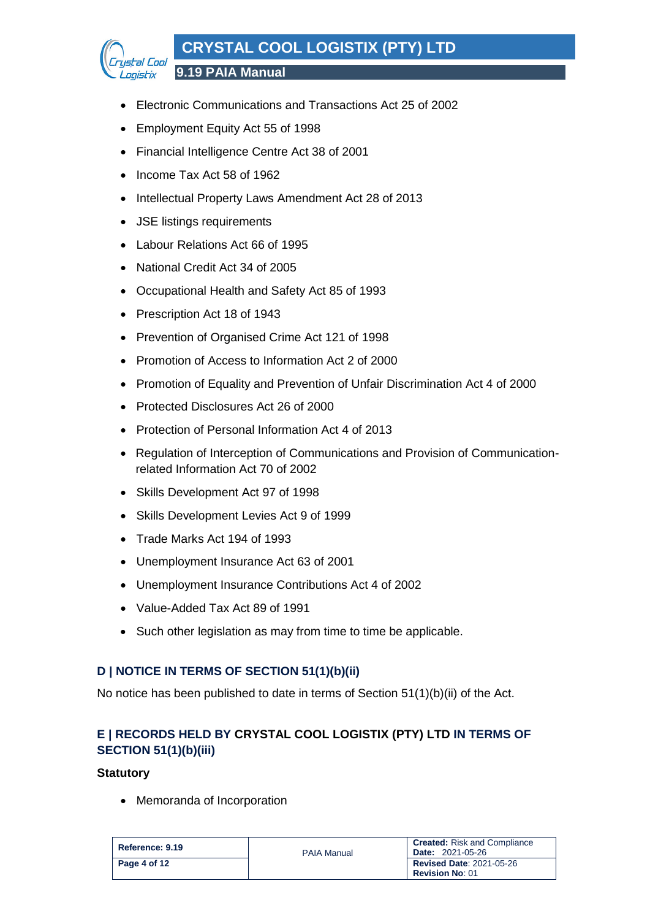- Electronic Communications and Transactions Act 25 of 2002
- Employment Equity Act 55 of 1998
- Financial Intelligence Centre Act 38 of 2001
- Income Tax Act 58 of 1962
- Intellectual Property Laws Amendment Act 28 of 2013
- JSE listings requirements
- Labour Relations Act 66 of 1995
- National Credit Act 34 of 2005
- Occupational Health and Safety Act 85 of 1993
- Prescription Act 18 of 1943
- Prevention of Organised Crime Act 121 of 1998
- Promotion of Access to Information Act 2 of 2000
- Promotion of Equality and Prevention of Unfair Discrimination Act 4 of 2000
- Protected Disclosures Act 26 of 2000
- Protection of Personal Information Act 4 of 2013
- Regulation of Interception of Communications and Provision of Communication-related Information Act 70 of 2002
- Skills Development Act 97 of 1998
- Skills Development Levies Act 9 of 1999
- Trade Marks Act 194 of 1993
- Unemployment Insurance Act 63 of 2001
- Unemployment Insurance Contributions Act 4 of 2002
- Value-Added Tax Act 89 of 1991
- Such other legislation as may from time to time be applicable.

## D | NOTICE IN TERMS OF SECTION 51(1)(b)(ii)

No notice has been published to date in terms of Section 51(1)(b)(ii) of the Act.

## E | RECORDS HELD BY CRYSTAL COOL LOGISTIX (PTY) LTD IN TERMS OF SECTION 51(1)(b)(iii)

**Statutory**

- Memoranda of Incorporation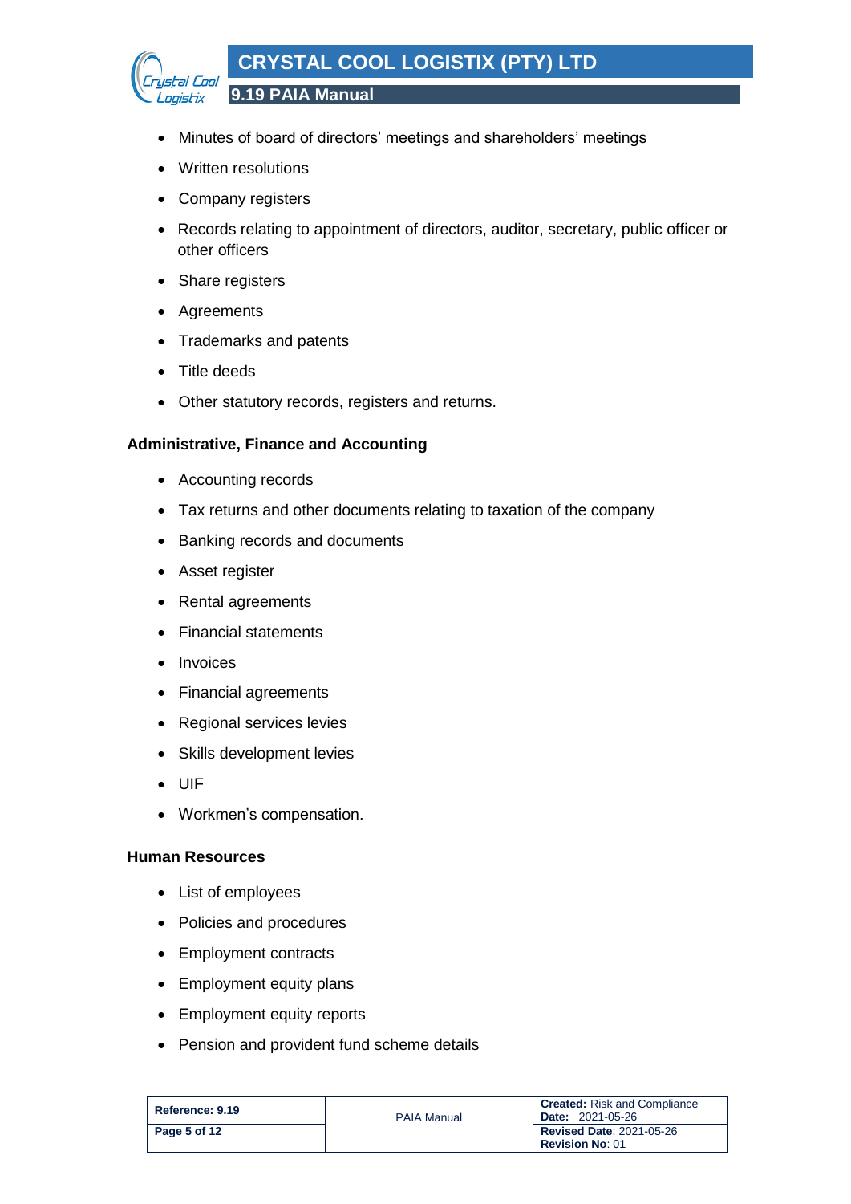- Minutes of board of directors' meetings and shareholders' meetings
- Written resolutions
- Company registers
- Records relating to appointment of directors, auditor, secretary, public officer or other officers
- Share registers
- Agreements
- Trademarks and patents
- Title deeds
- Other statutory records, registers and returns.

**Administrative, Finance and Accounting**

- Accounting records
- Tax returns and other documents relating to taxation of the company
- Banking records and documents
- Asset register
- Rental agreements
- Financial statements
- Invoices
- Financial agreements
- Regional services levies
- Skills development levies
- UIF
- Workmen's compensation.

**Human Resources**

- List of employees
- Policies and procedures
- Employment contracts
- Employment equity plans
- Employment equity reports
- Pension and provident fund scheme details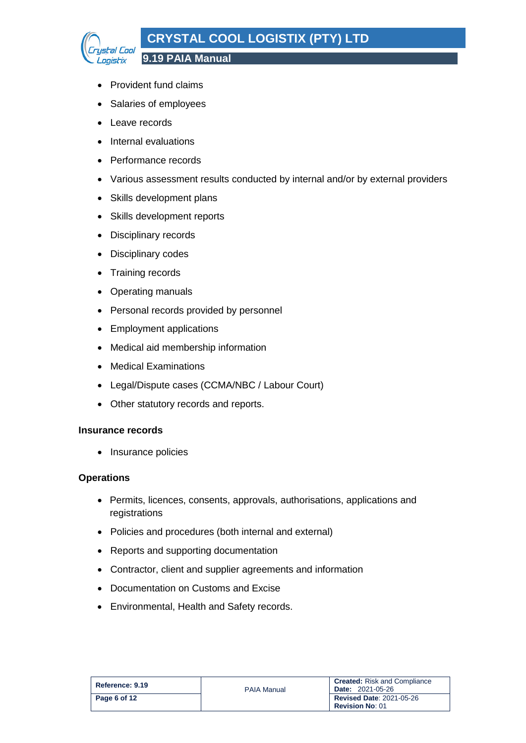- Provident fund claims
- Salaries of employees
- Leave records
- Internal evaluations
- Performance records
- Various assessment results conducted by internal and/or by external providers
- Skills development plans
- Skills development reports
- Disciplinary records
- Disciplinary codes
- Training records
- Operating manuals
- Personal records provided by personnel
- Employment applications
- Medical aid membership information
- Medical Examinations
- Legal/Dispute cases (CCMA/NBC / Labour Court)
- Other statutory records and reports.

**Insurance records**

- Insurance policies

**Operations**

- Permits, licences, consents, approvals, authorisations, applications and registrations
- Policies and procedures (both internal and external)
- Reports and supporting documentation
- Contractor, client and supplier agreements and information
- Documentation on Customs and Excise
- Environmental, Health and Safety records.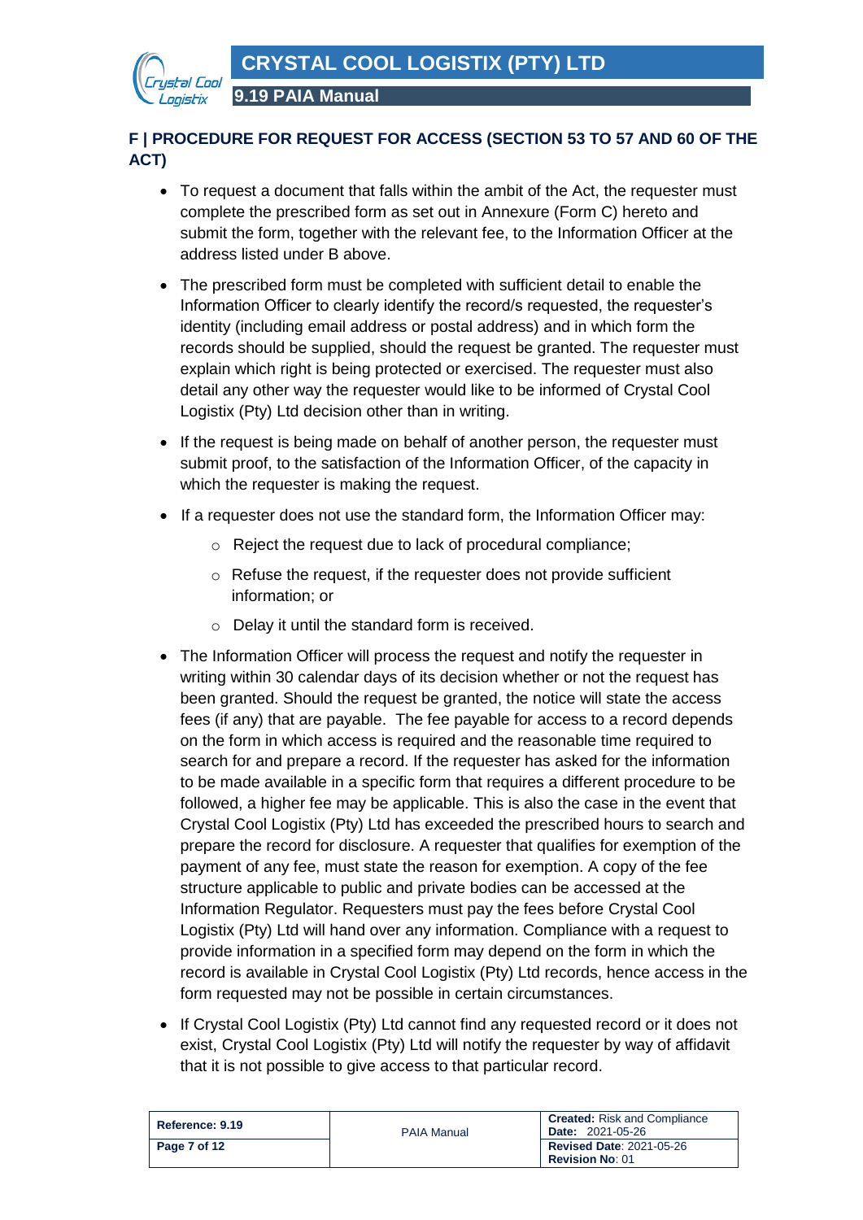## F | PROCEDURE FOR REQUEST FOR ACCESS (SECTION 53 TO 57 AND 60 OF THE ACT)

- To request a document that falls within the ambit of the Act, the requester must complete the prescribed form as set out in Annexure (Form C) hereto and submit the form, together with the relevant fee, to the Information Officer at the address listed under B above.
- The prescribed form must be completed with sufficient detail to enable the Information Officer to clearly identify the record/s requested, the requester's identity (including email address or postal address) and in which form the records should be supplied, should the request be granted. The requester must explain which right is being protected or exercised. The requester must also detail any other way the requester would like to be informed of Crystal Cool Logistix (Pty) Ltd decision other than in writing.
- If the request is being made on behalf of another person, the requester must submit proof, to the satisfaction of the Information Officer, of the capacity in which the requester is making the request.
- If a requester does not use the standard form, the Information Officer may:
    - Reject the request due to lack of procedural compliance;
    - Refuse the request, if the requester does not provide sufficient information; or
    - Delay it until the standard form is received.
- The Information Officer will process the request and notify the requester in writing within 30 calendar days of its decision whether or not the request has been granted. Should the request be granted, the notice will state the access fees (if any) that are payable. The fee payable for access to a record depends on the form in which access is required and the reasonable time required to search for and prepare a record. If the requester has asked for the information to be made available in a specific form that requires a different procedure to be followed, a higher fee may be applicable. This is also the case in the event that Crystal Cool Logistix (Pty) Ltd has exceeded the prescribed hours to search and prepare the record for disclosure. A requester that qualifies for exemption of the payment of any fee, must state the reason for exemption. A copy of the fee structure applicable to public and private bodies can be accessed at the Information Regulator. Requesters must pay the fees before Crystal Cool Logistix (Pty) Ltd will hand over any information. Compliance with a request to provide information in a specified form may depend on the form in which the record is available in Crystal Cool Logistix (Pty) Ltd records, hence access in the form requested may not be possible in certain circumstances.
- If Crystal Cool Logistix (Pty) Ltd cannot find any requested record or it does not exist, Crystal Cool Logistix (Pty) Ltd will notify the requester by way of affidavit that it is not possible to give access to that particular record.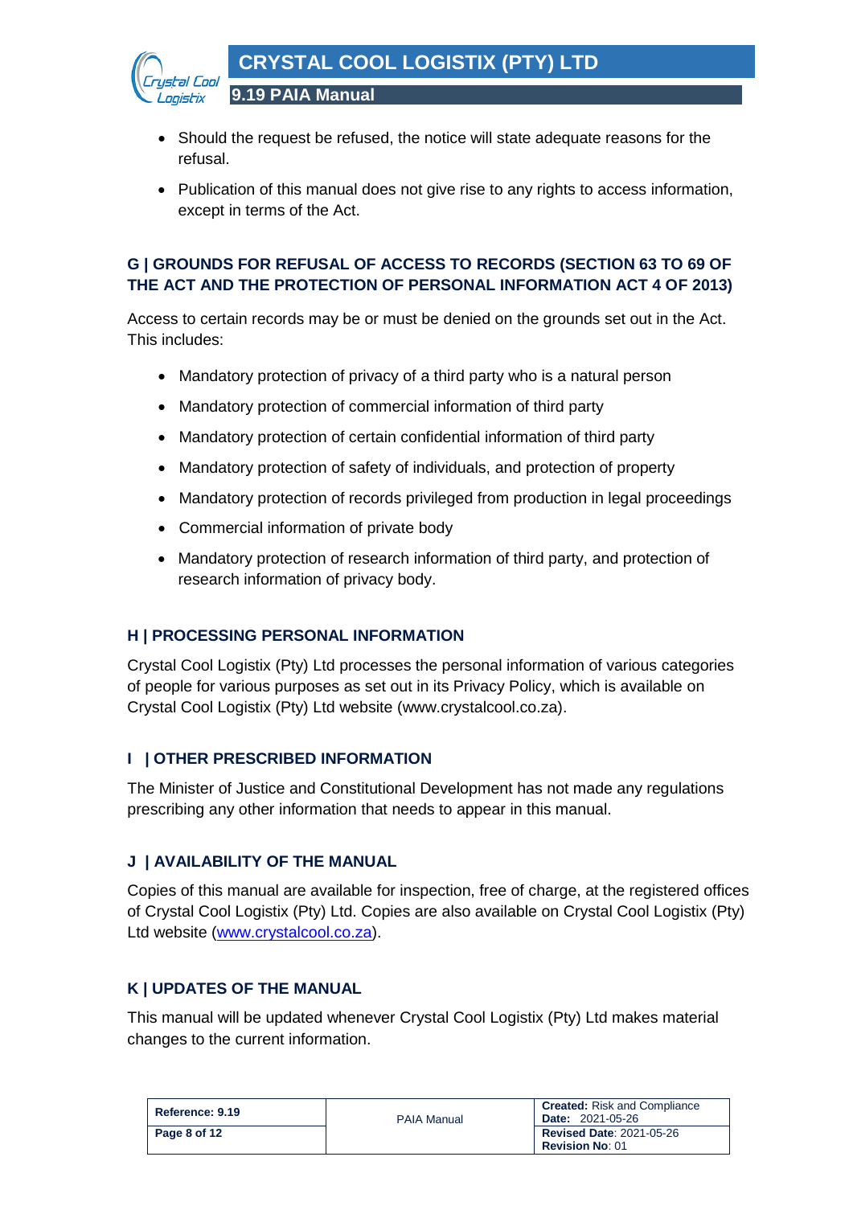- Should the request be refused, the notice will state adequate reasons for the refusal.
- Publication of this manual does not give rise to any rights to access information, except in terms of the Act.

## G | GROUNDS FOR REFUSAL OF ACCESS TO RECORDS (SECTION 63 TO 69 OF THE ACT AND THE PROTECTION OF PERSONAL INFORMATION ACT 4 OF 2013)

Access to certain records may be or must be denied on the grounds set out in the Act. This includes:

- Mandatory protection of privacy of a third party who is a natural person
- Mandatory protection of commercial information of third party
- Mandatory protection of certain confidential information of third party
- Mandatory protection of safety of individuals, and protection of property
- Mandatory protection of records privileged from production in legal proceedings
- Commercial information of private body
- Mandatory protection of research information of third party, and protection of research information of privacy body.

## H | PROCESSING PERSONAL INFORMATION

Crystal Cool Logistix (Pty) Ltd processes the personal information of various categories of people for various purposes as set out in its Privacy Policy, which is available on Crystal Cool Logistix (Pty) Ltd website (www.crystalcool.co.za).

## I | OTHER PRESCRIBED INFORMATION

The Minister of Justice and Constitutional Development has not made any regulations prescribing any other information that needs to appear in this manual.

## J | AVAILABILITY OF THE MANUAL

Copies of this manual are available for inspection, free of charge, at the registered offices of Crystal Cool Logistix (Pty) Ltd. Copies are also available on Crystal Cool Logistix (Pty) Ltd website (www.crystalcool.co.za).

## K | UPDATES OF THE MANUAL

This manual will be updated whenever Crystal Cool Logistix (Pty) Ltd makes material changes to the current information.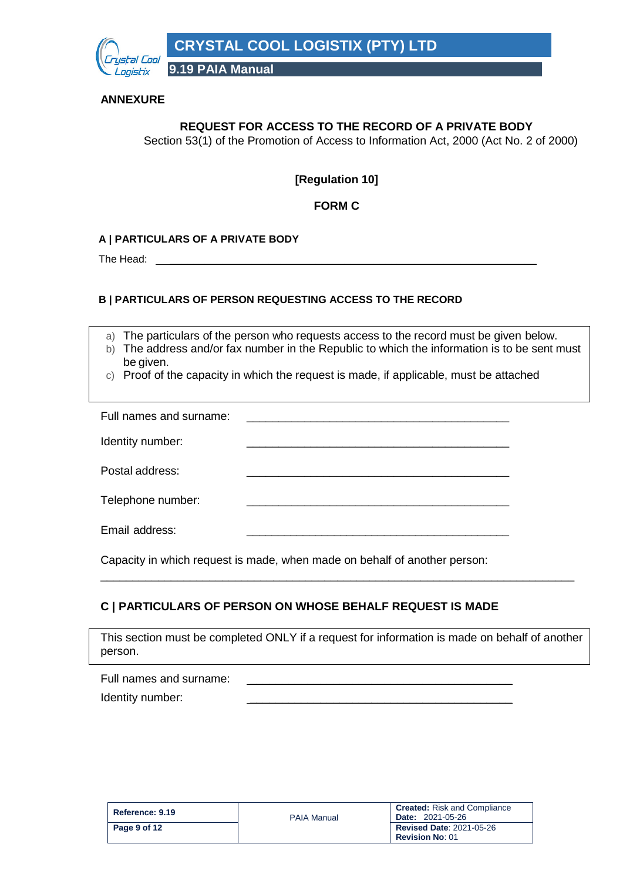## ANNEXURE

### REQUEST FOR ACCESS TO THE RECORD OF A PRIVATE BODY

Section 53(1) of the Promotion of Access to Information Act, 2000 (Act No. 2 of 2000)

**[Regulation 10]**

**FORM C**

### A | PARTICULARS OF A PRIVATE BODY

The Head: ____________________________________________________________

### B | PARTICULARS OF PERSON REQUESTING ACCESS TO THE RECORD

a) The particulars of the person who requests access to the record must be given below.
b) The address and/or fax number in the Republic to which the information is to be sent must be given.
c) Proof of the capacity in which the request is made, if applicable, must be attached

Full names and surname: ____________________________________________

Identity number: ____________________________________________

Postal address: ____________________________________________

Telephone number: ____________________________________________

Email address: ____________________________________________

Capacity in which request is made, when made on behalf of another person:

____________________________________________________________________________

### C | PARTICULARS OF PERSON ON WHOSE BEHALF REQUEST IS MADE

This section must be completed ONLY if a request for information is made on behalf of another person.

Full names and surname: ____________________________________________

Identity number: ____________________________________________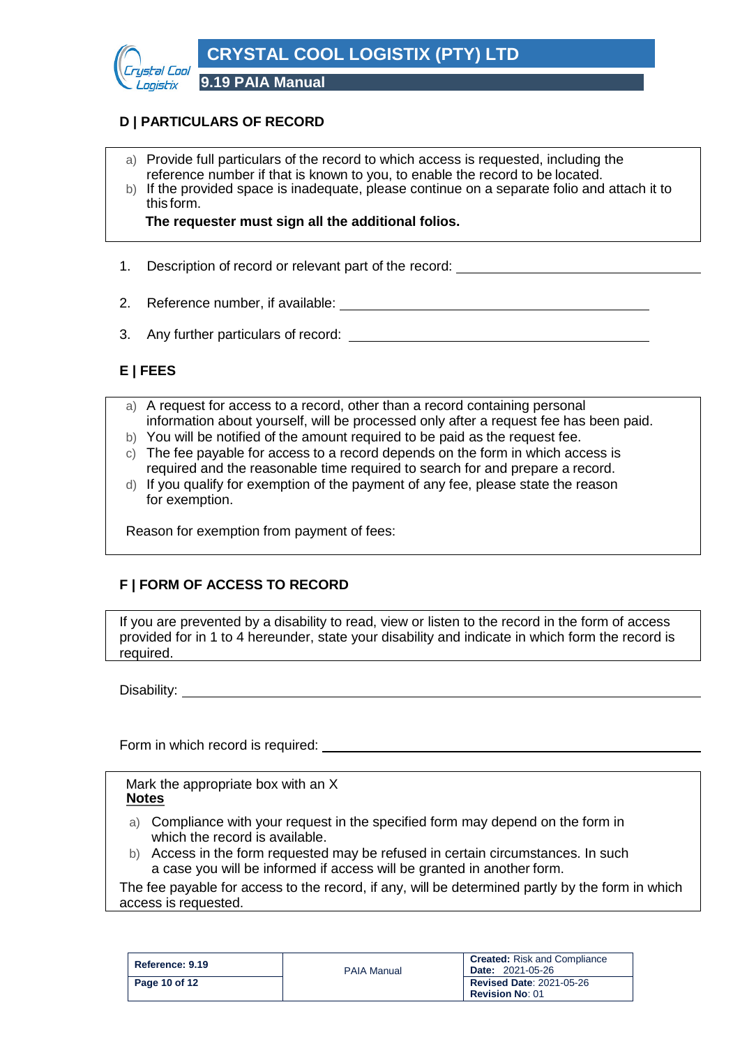## D | PARTICULARS OF RECORD

a) Provide full particulars of the record to which access is requested, including the reference number if that is known to you, to enable the record to be located.
b) If the provided space is inadequate, please continue on a separate folio and attach it to this form.

**The requester must sign all the additional folios.**

1. Description of record or relevant part of the record: ______________________________

2. Reference number, if available: ______________________________

3. Any further particulars of record: ______________________________

## E | FEES

a) A request for access to a record, other than a record containing personal information about yourself, will be processed only after a request fee has been paid.
b) You will be notified of the amount required to be paid as the request fee.
c) The fee payable for access to a record depends on the form in which access is required and the reasonable time required to search for and prepare a record.
d) If you qualify for exemption of the payment of any fee, please state the reason for exemption.

Reason for exemption from payment of fees:

## F | FORM OF ACCESS TO RECORD

If you are prevented by a disability to read, view or listen to the record in the form of access provided for in 1 to 4 hereunder, state your disability and indicate in which form the record is required.

Disability: ______________________________

Form in which record is required: ______________________________

Mark the appropriate box with an X

**Notes**

a) Compliance with your request in the specified form may depend on the form in which the record is available.
b) Access in the form requested may be refused in certain circumstances. In such a case you will be informed if access will be granted in another form.

The fee payable for access to the record, if any, will be determined partly by the form in which access is requested.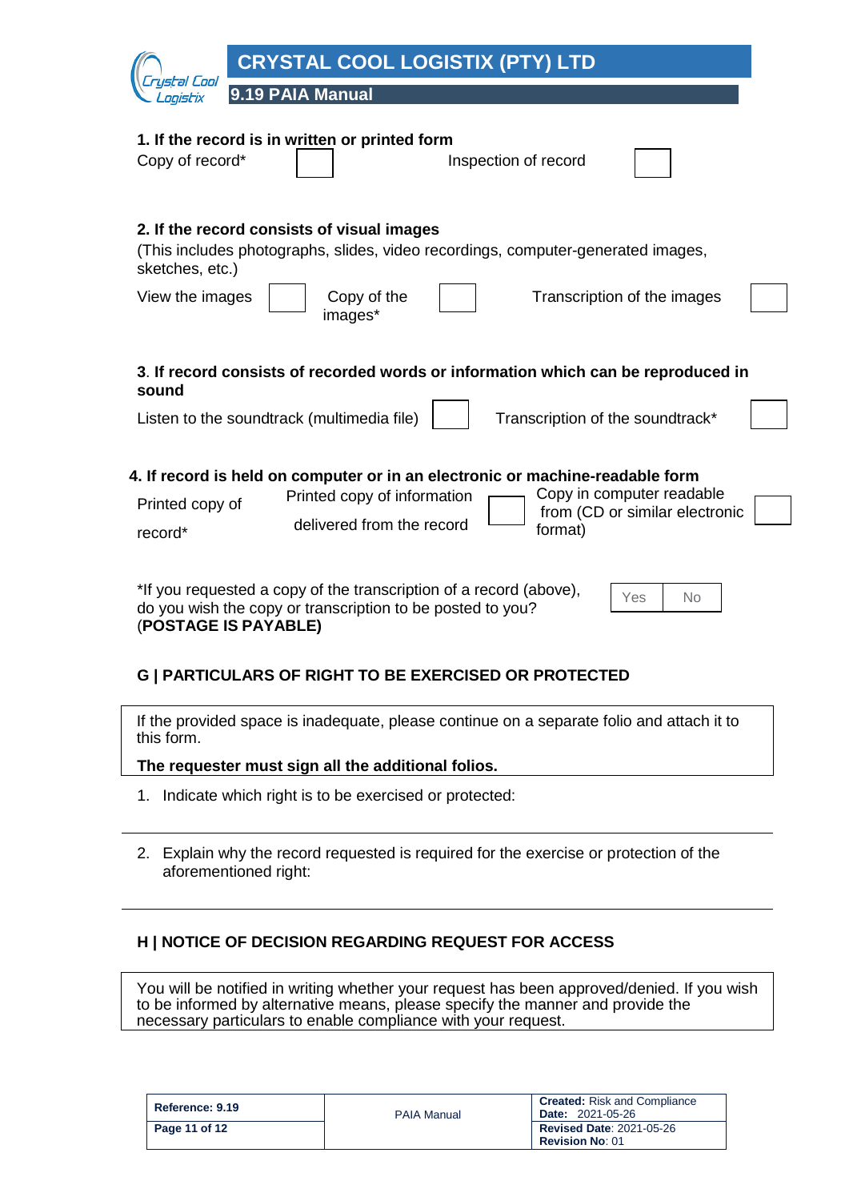**1. If the record is in written or printed form**

| Copy of record* | ☐ | Inspection of record | ☐ |
|---|---|---|---|

**2. If the record consists of visual images**

(This includes photographs, slides, video recordings, computer-generated images, sketches, etc.)

| View the images | ☐ | Copy of the images* | ☐ | Transcription of the images | ☐ |
|---|---|---|---|---|---|

3. **If record consists of recorded words or information which can be reproduced in sound**

| Listen to the soundtrack (multimedia file) | ☐ | Transcription of the soundtrack* | ☐ |
|---|---|---|---|

**4. If record is held on computer or in an electronic or machine-readable form**

| Printed copy of record* | Printed copy of information delivered from the record | ☐ | Copy in computer readable from (CD or similar electronic format) | ☐ |
|---|---|---|---|---|

*If you requested a copy of the transcription of a record (above), do you wish the copy or transcription to be posted to you? (**POSTAGE IS PAYABLE**)

| Yes | No |
|---|---|

## G | PARTICULARS OF RIGHT TO BE EXERCISED OR PROTECTED

If the provided space is inadequate, please continue on a separate folio and attach it to this form.

**The requester must sign all the additional folios.**

1. Indicate which right is to be exercised or protected:

---

2. Explain why the record requested is required for the exercise or protection of the aforementioned right:

---

## H | NOTICE OF DECISION REGARDING REQUEST FOR ACCESS

You will be notified in writing whether your request has been approved/denied. If you wish to be informed by alternative means, please specify the manner and provide the necessary particulars to enable compliance with your request.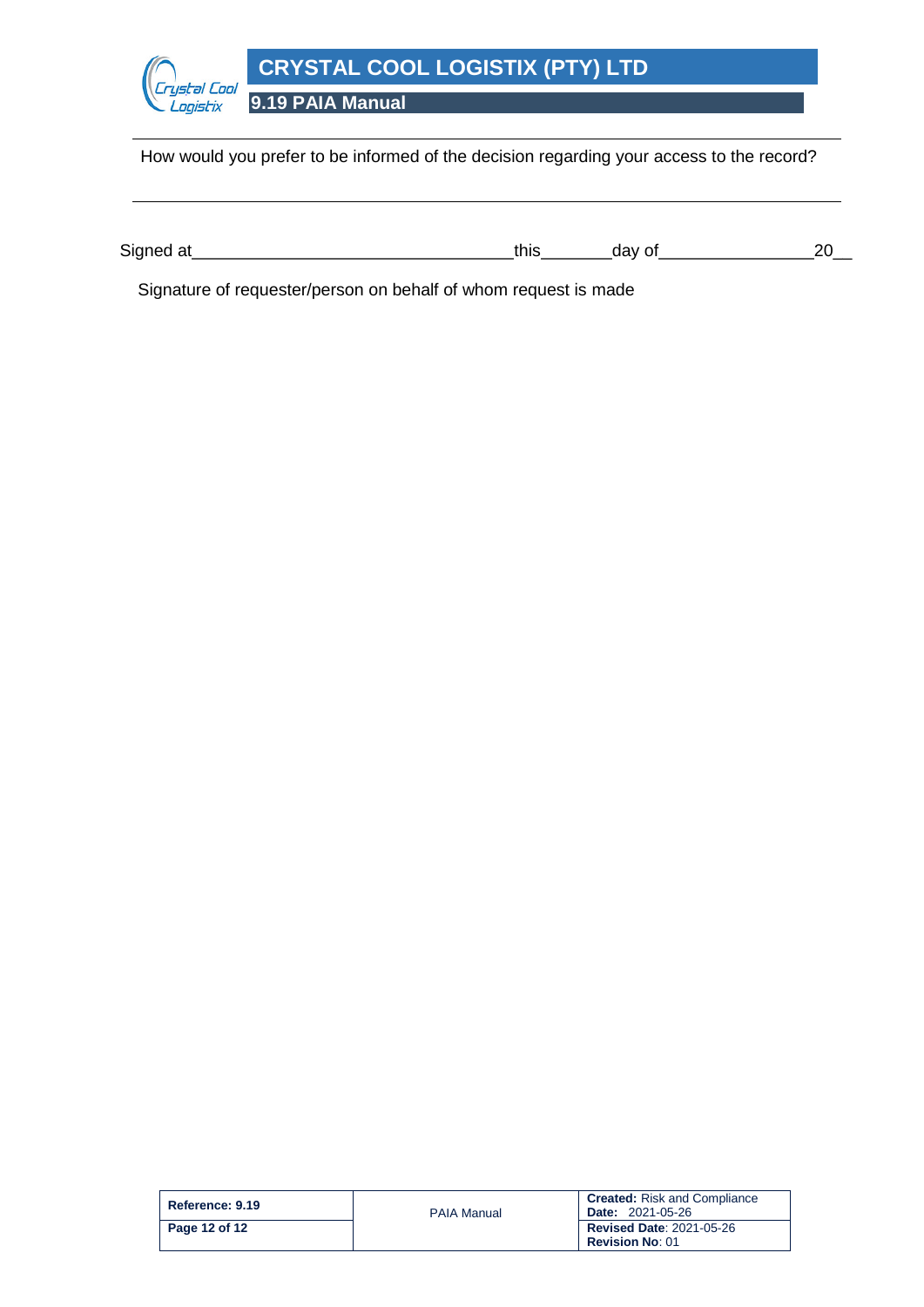How would you prefer to be informed of the decision regarding your access to the record?

---

Signed at_________________________________this_______day of________________20__

Signature of requester/person on behalf of whom request is made